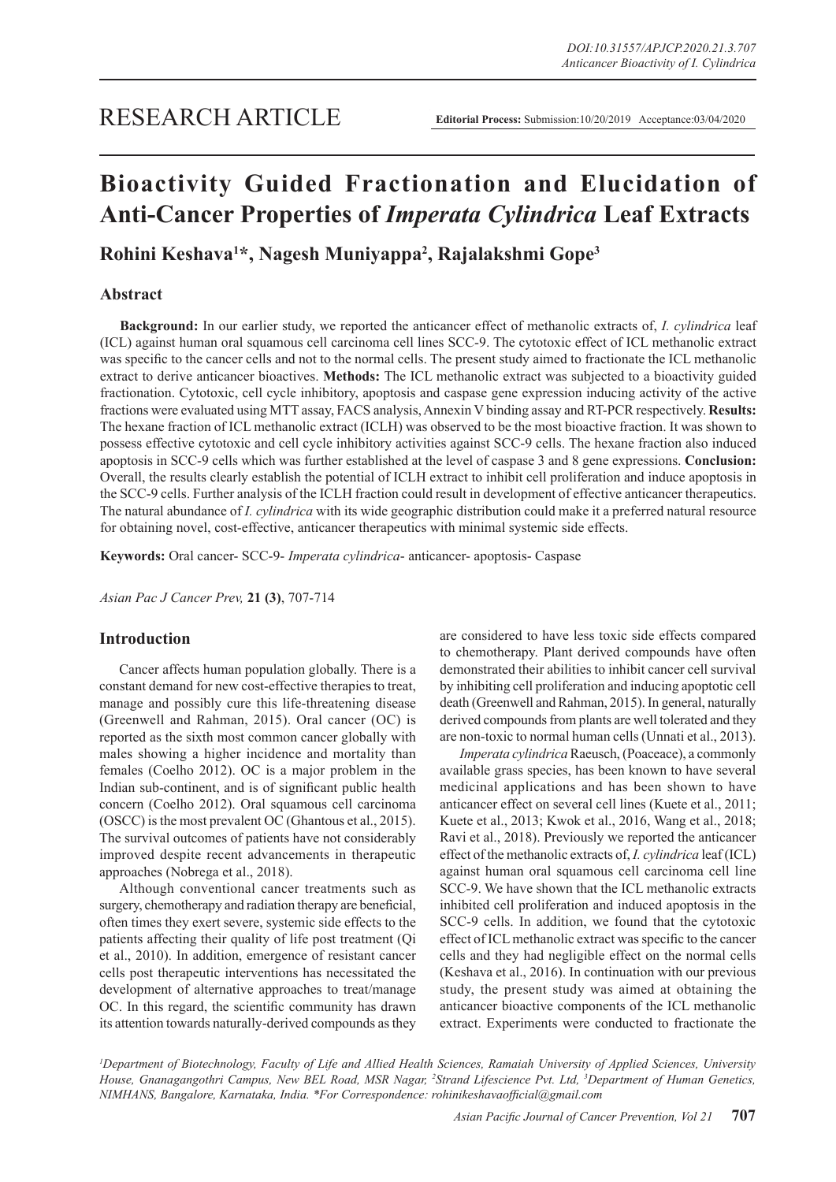RESEARCH ARTICLE

**Editorial Process:** Submission:10/20/2019 Acceptance:03/04/2020

# Bioactivity Guided Fractionation and Elucidation of Anti-Cancer Properties of *Imperata Cylindrica* Leaf Extracts

**Rohini Keshava[1]*, Nagesh Muniyappa[2], Rajalakshmi Gope[3]**

## Abstract

**Background:** In our earlier study, we reported the anticancer effect of methanolic extracts of, *I. cylindrica* leaf (ICL) against human oral squamous cell carcinoma cell lines SCC-9. The cytotoxic effect of ICL methanolic extract was specific to the cancer cells and not to the normal cells. The present study aimed to fractionate the ICL methanolic extract to derive anticancer bioactives. **Methods:** The ICL methanolic extract was subjected to a bioactivity guided fractionation. Cytotoxic, cell cycle inhibitory, apoptosis and caspase gene expression inducing activity of the active fractions were evaluated using MTT assay, FACS analysis, Annexin V binding assay and RT-PCR respectively. **Results:** The hexane fraction of ICL methanolic extract (ICLH) was observed to be the most bioactive fraction. It was shown to possess effective cytotoxic and cell cycle inhibitory activities against SCC-9 cells. The hexane fraction also induced apoptosis in SCC-9 cells which was further established at the level of caspase 3 and 8 gene expressions. **Conclusion:** Overall, the results clearly establish the potential of ICLH extract to inhibit cell proliferation and induce apoptosis in the SCC-9 cells. Further analysis of the ICLH fraction could result in development of effective anticancer therapeutics. The natural abundance of *I. cylindrica* with its wide geographic distribution could make it a preferred natural resource for obtaining novel, cost-effective, anticancer therapeutics with minimal systemic side effects.

**Keywords:** Oral cancer- SCC-9- *Imperata cylindrica*- anticancer- apoptosis- Caspase

*Asian Pac J Cancer Prev,* **21 (3)**, 707-714

## Introduction

Cancer affects human population globally. There is a constant demand for new cost-effective therapies to treat, manage and possibly cure this life-threatening disease (Greenwell and Rahman, 2015). Oral cancer (OC) is reported as the sixth most common cancer globally with males showing a higher incidence and mortality than females (Coelho 2012). OC is a major problem in the Indian sub-continent, and is of significant public health concern (Coelho 2012). Oral squamous cell carcinoma (OSCC) is the most prevalent OC (Ghantous et al., 2015). The survival outcomes of patients have not considerably improved despite recent advancements in therapeutic approaches (Nobrega et al., 2018).

Although conventional cancer treatments such as surgery, chemotherapy and radiation therapy are beneficial, often times they exert severe, systemic side effects to the patients affecting their quality of life post treatment (Qi et al., 2010). In addition, emergence of resistant cancer cells post therapeutic interventions has necessitated the development of alternative approaches to treat/manage OC. In this regard, the scientific community has drawn its attention towards naturally-derived compounds as they are considered to have less toxic side effects compared to chemotherapy. Plant derived compounds have often demonstrated their abilities to inhibit cancer cell survival by inhibiting cell proliferation and inducing apoptotic cell death (Greenwell and Rahman, 2015). In general, naturally derived compounds from plants are well tolerated and they are non-toxic to normal human cells (Unnati et al., 2013).

*Imperata cylindrica* Raeusch, (Poaceace), a commonly available grass species, has been known to have several medicinal applications and has been shown to have anticancer effect on several cell lines (Kuete et al., 2011; Kuete et al., 2013; Kwok et al., 2016, Wang et al., 2018; Ravi et al., 2018). Previously we reported the anticancer effect of the methanolic extracts of, *I. cylindrica* leaf (ICL) against human oral squamous cell carcinoma cell line SCC-9. We have shown that the ICL methanolic extracts inhibited cell proliferation and induced apoptosis in the SCC-9 cells. In addition, we found that the cytotoxic effect of ICL methanolic extract was specific to the cancer cells and they had negligible effect on the normal cells (Keshava et al., 2016). In continuation with our previous study, the present study was aimed at obtaining the anticancer bioactive components of the ICL methanolic extract. Experiments were conducted to fractionate the

[1]Department of Biotechnology, Faculty of Life and Allied Health Sciences, Ramaiah University of Applied Sciences, University House, Gnanagangothri Campus, New BEL Road, MSR Nagar, [2]Strand Lifescience Pvt. Ltd, [3]Department of Human Genetics, NIMHANS, Bangalore, Karnataka, India. *For Correspondence: rohinikeshavaofficial@gmail.com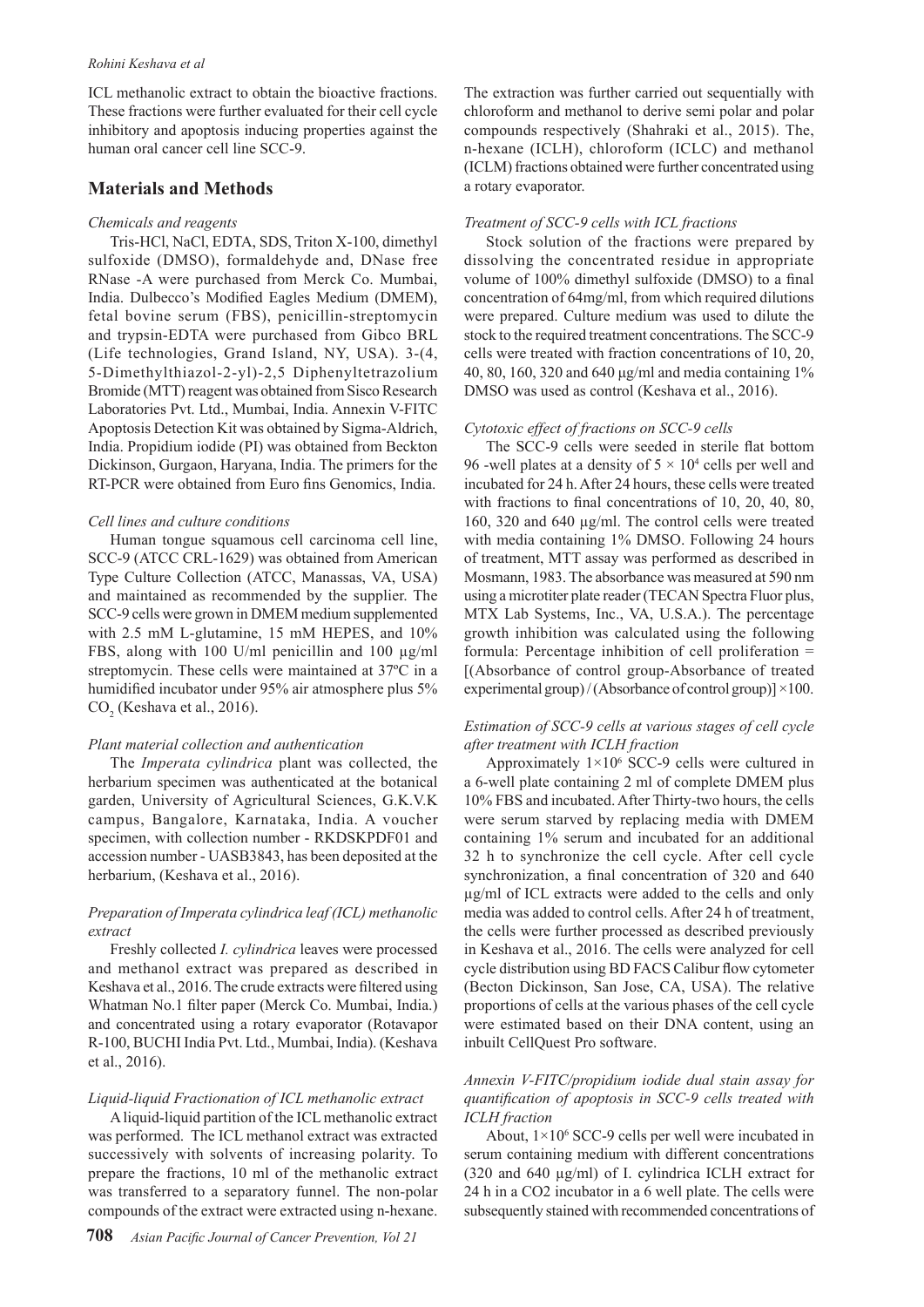ICL methanolic extract to obtain the bioactive fractions. These fractions were further evaluated for their cell cycle inhibitory and apoptosis inducing properties against the human oral cancer cell line SCC-9.

## Materials and Methods

### *Chemicals and reagents*

Tris-HCl, NaCl, EDTA, SDS, Triton X-100, dimethyl sulfoxide (DMSO), formaldehyde and, DNase free RNase -A were purchased from Merck Co. Mumbai, India. Dulbecco's Modified Eagles Medium (DMEM), fetal bovine serum (FBS), penicillin-streptomycin and trypsin-EDTA were purchased from Gibco BRL (Life technologies, Grand Island, NY, USA). 3-(4, 5-Dimethylthiazol-2-yl)-2,5 Diphenyltetrazolium Bromide (MTT) reagent was obtained from Sisco Research Laboratories Pvt. Ltd., Mumbai, India. Annexin V-FITC Apoptosis Detection Kit was obtained by Sigma-Aldrich, India. Propidium iodide (PI) was obtained from Beckton Dickinson, Gurgaon, Haryana, India. The primers for the RT-PCR were obtained from Euro fins Genomics, India.

### *Cell lines and culture conditions*

Human tongue squamous cell carcinoma cell line, SCC-9 (ATCC CRL-1629) was obtained from American Type Culture Collection (ATCC, Manassas, VA, USA) and maintained as recommended by the supplier. The SCC-9 cells were grown in DMEM medium supplemented with 2.5 mM L-glutamine, 15 mM HEPES, and 10% FBS, along with 100 U/ml penicillin and 100 µg/ml streptomycin. These cells were maintained at 37ºC in a humidified incubator under 95% air atmosphere plus 5% $CO_2$ (Keshava et al., 2016).

### *Plant material collection and authentication*

The *Imperata cylindrica* plant was collected, the herbarium specimen was authenticated at the botanical garden, University of Agricultural Sciences, G.K.V.K campus, Bangalore, Karnataka, India. A voucher specimen, with collection number - RKDSKPDF01 and accession number - UASB3843, has been deposited at the herbarium, (Keshava et al., 2016).

### *Preparation of Imperata cylindrica leaf (ICL) methanolic extract*

Freshly collected *I. cylindrica* leaves were processed and methanol extract was prepared as described in Keshava et al., 2016. The crude extracts were filtered using Whatman No.1 filter paper (Merck Co. Mumbai, India.) and concentrated using a rotary evaporator (Rotavapor R-100, BUCHI India Pvt. Ltd., Mumbai, India). (Keshava et al., 2016).

### *Liquid-liquid Fractionation of ICL methanolic extract*

A liquid-liquid partition of the ICL methanolic extract was performed. The ICL methanol extract was extracted successively with solvents of increasing polarity. To prepare the fractions, 10 ml of the methanolic extract was transferred to a separatory funnel. The non-polar compounds of the extract were extracted using n-hexane. The extraction was further carried out sequentially with chloroform and methanol to derive semi polar and polar compounds respectively (Shahraki et al., 2015). The, n-hexane (ICLH), chloroform (ICLC) and methanol (ICLM) fractions obtained were further concentrated using a rotary evaporator.

### *Treatment of SCC-9 cells with ICL fractions*

Stock solution of the fractions were prepared by dissolving the concentrated residue in appropriate volume of 100% dimethyl sulfoxide (DMSO) to a final concentration of 64mg/ml, from which required dilutions were prepared. Culture medium was used to dilute the stock to the required treatment concentrations. The SCC-9 cells were treated with fraction concentrations of 10, 20, 40, 80, 160, 320 and 640 µg/ml and media containing 1% DMSO was used as control (Keshava et al., 2016).

### *Cytotoxic effect of fractions on SCC-9 cells*

The SCC-9 cells were seeded in sterile flat bottom 96 -well plates at a density of $5 \times 10^4$ cells per well and incubated for 24 h. After 24 hours, these cells were treated with fractions to final concentrations of 10, 20, 40, 80, 160, 320 and 640 µg/ml. The control cells were treated with media containing 1% DMSO. Following 24 hours of treatment, MTT assay was performed as described in Mosmann, 1983. The absorbance was measured at 590 nm using a microtiter plate reader (TECAN Spectra Fluor plus, MTX Lab Systems, Inc., VA, U.S.A.). The percentage growth inhibition was calculated using the following formula: Percentage inhibition of cell proliferation = [(Absorbance of control group-Absorbance of treated experimental group) / (Absorbance of control group)] ×100.

### *Estimation of SCC-9 cells at various stages of cell cycle after treatment with ICLH fraction*

Approximately $1\times10^6$ SCC-9 cells were cultured in a 6-well plate containing 2 ml of complete DMEM plus 10% FBS and incubated. After Thirty-two hours, the cells were serum starved by replacing media with DMEM containing 1% serum and incubated for an additional 32 h to synchronize the cell cycle. After cell cycle synchronization, a final concentration of 320 and 640 µg/ml of ICL extracts were added to the cells and only media was added to control cells. After 24 h of treatment, the cells were further processed as described previously in Keshava et al., 2016. The cells were analyzed for cell cycle distribution using BD FACS Calibur flow cytometer (Becton Dickinson, San Jose, CA, USA). The relative proportions of cells at the various phases of the cell cycle were estimated based on their DNA content, using an inbuilt CellQuest Pro software.

### *Annexin V-FITC/propidium iodide dual stain assay for quantification of apoptosis in SCC-9 cells treated with ICLH fraction*

About, $1\times10^6$ SCC-9 cells per well were incubated in serum containing medium with different concentrations (320 and 640 µg/ml) of I. cylindrica ICLH extract for 24 h in a CO2 incubator in a 6 well plate. The cells were subsequently stained with recommended concentrations of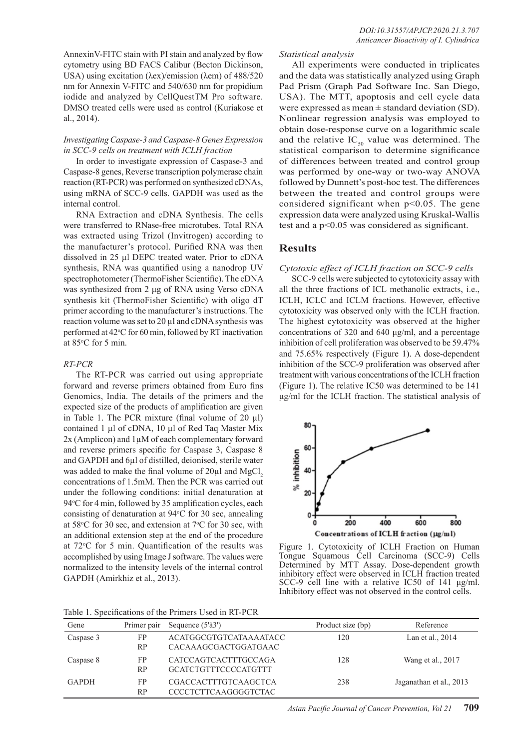AnnexinV-FITC stain with PI stain and analyzed by flow cytometry using BD FACS Calibur (Becton Dickinson, USA) using excitation (λex)/emission (λem) of 488/520 nm for Annexin V-FITC and 540/630 nm for propidium iodide and analyzed by CellQuestTM Pro software. DMSO treated cells were used as control (Kuriakose et al., 2014).

### *Investigating Caspase-3 and Caspase-8 Genes Expression in SCC-9 cells on treatment with ICLH fraction*

In order to investigate expression of Caspase-3 and Caspase-8 genes, Reverse transcription polymerase chain reaction (RT-PCR) was performed on synthesized cDNAs, using mRNA of SCC-9 cells. GAPDH was used as the internal control.

RNA Extraction and cDNA Synthesis. The cells were transferred to RNase-free microtubes. Total RNA was extracted using Trizol (Invitrogen) according to the manufacturer's protocol. Purified RNA was then dissolved in 25 µl DEPC treated water. Prior to cDNA synthesis, RNA was quantified using a nanodrop UV spectrophotometer (ThermoFisher Scientific). The cDNA was synthesized from 2 µg of RNA using Verso cDNA synthesis kit (ThermoFisher Scientific) with oligo dT primer according to the manufacturer's instructions. The reaction volume was set to 20 µl and cDNA synthesis was performed at 42°C for 60 min, followed by RT inactivation at 85°C for 5 min.

### *RT-PCR*

The RT-PCR was carried out using appropriate forward and reverse primers obtained from Euro fins Genomics, India. The details of the primers and the expected size of the products of amplification are given in Table 1. The PCR mixture (final volume of 20 µl) contained 1 µl of cDNA, 10 µl of Red Taq Master Mix 2x (Amplicon) and 1µM of each complementary forward and reverse primers specific for Caspase 3, Caspase 8 and GAPDH and 6µl of distilled, deionised, sterile water was added to make the final volume of 20µl and $MgCl_2$ concentrations of 1.5mM. Then the PCR was carried out under the following conditions: initial denaturation at 94°C for 4 min, followed by 35 amplification cycles, each consisting of denaturation at 94°C for 30 sec, annealing at 58°C for 30 sec, and extension at 7°C for 30 sec, with an additional extension step at the end of the procedure at 72°C for 5 min. Quantification of the results was accomplished by using Image J software. The values were normalized to the intensity levels of the internal control GAPDH (Amirkhiz et al., 2013).

### *Statistical analysis*

All experiments were conducted in triplicates and the data was statistically analyzed using Graph Pad Prism (Graph Pad Software Inc. San Diego, USA). The MTT, apoptosis and cell cycle data were expressed as mean ± standard deviation (SD). Nonlinear regression analysis was employed to obtain dose-response curve on a logarithmic scale and the relative $IC_{50}$ value was determined. The statistical comparison to determine significance of differences between treated and control group was performed by one-way or two-way ANOVA followed by Dunnett's post-hoc test. The differences between the treated and control groups were considered significant when $p<0.05$. The gene expression data were analyzed using Kruskal-Wallis test and a $p<0.05$ was considered as significant.

## Results

### *Cytotoxic effect of ICLH fraction on SCC-9 cells*

SCC-9 cells were subjected to cytotoxicity assay with all the three fractions of ICL methanolic extracts, i.e., ICLH, ICLC and ICLM fractions. However, effective cytotoxicity was observed only with the ICLH fraction. The highest cytotoxicity was observed at the higher concentrations of 320 and 640 µg/ml, and a percentage inhibition of cell proliferation was observed to be 59.47% and 75.65% respectively (Figure 1). A dose-dependent inhibition of the SCC-9 proliferation was observed after treatment with various concentrations of the ICLH fraction (Figure 1). The relative IC50 was determined to be 141 µg/ml for the ICLH fraction. The statistical analysis of

Figure 1. Cytotoxicity of ICLH Fraction on Human Tongue Squamous Cell Carcinoma (SCC-9) Cells Determined by MTT Assay. Dose-dependent growth inhibitory effect were observed in ICLH fraction treated SCC-9 cell line with a relative IC50 of 141 µg/ml. Inhibitory effect was not observed in the control cells.

Table 1. Specifications of the Primers Used in RT-PCR

| Gene | Primer pair | Sequence (5'à3') | Product size (bp) | Reference |
|---|---|---|---|---|
| Caspase 3 | FP | ACATGGCGTGTCATAAAATACC | 120 | Lan et al., 2014 |
| | RP | CACAAAGCGACTGGATGAAC | | |
| Caspase 8 | FP | CATCCAGTCACTTTGCCAGA | 128 | Wang et al., 2017 |
| | RP | GCATCTGTTTCCCCATGTTT | | |
| GAPDH | FP | CGACCACTTTGTCAAGCTCA | 238 | Jaganathan et al., 2013 |
| | RP | CCCCTCTTCAAGGGGTCTAC | | |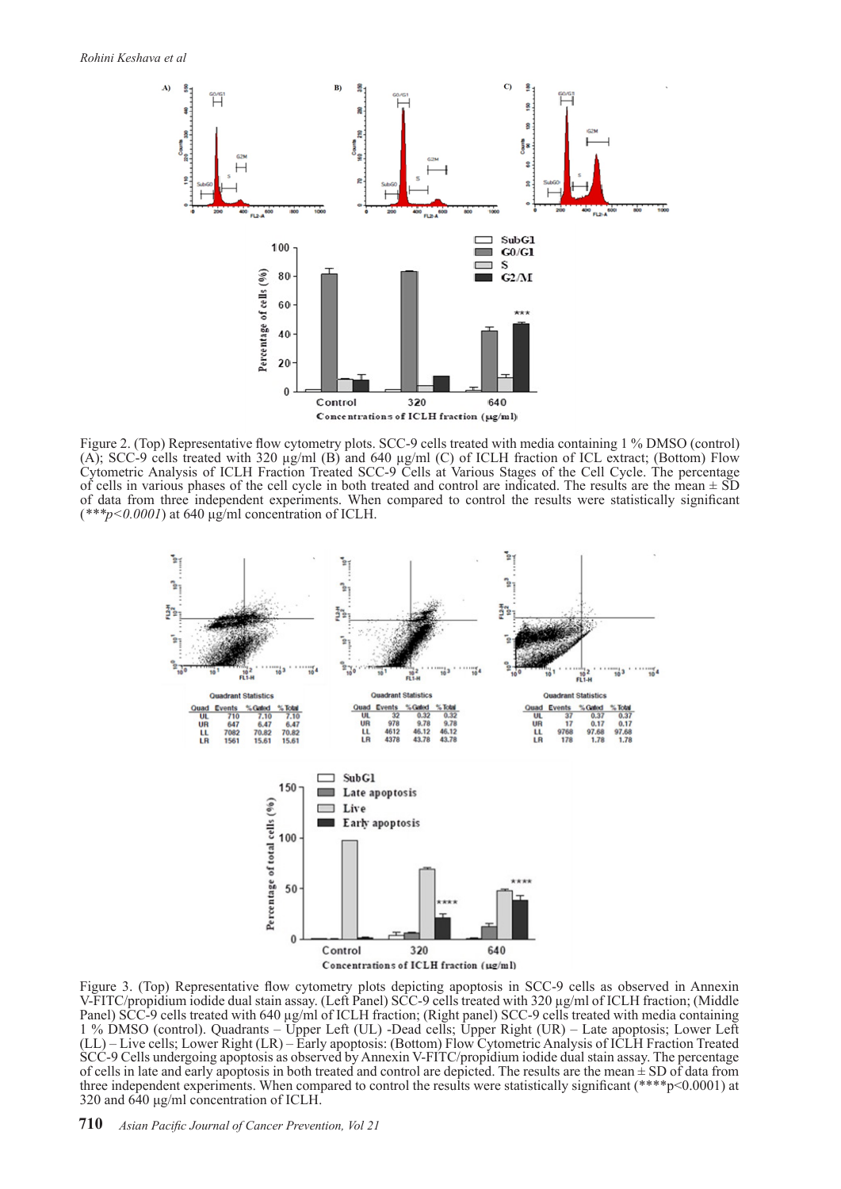Figure 2. (Top) Representative flow cytometry plots. SCC-9 cells treated with media containing 1 % DMSO (control) (A); SCC-9 cells treated with 320 µg/ml (B) and 640 µg/ml (C) of ICLH fraction of ICL extract; (Bottom) Flow Cytometric Analysis of ICLH Fraction Treated SCC-9 Cells at Various Stages of the Cell Cycle. The percentage of cells in various phases of the cell cycle in both treated and control are indicated. The results are the mean ± SD of data from three independent experiments. When compared to control the results were statistically significant (****p<0.0001*) at 640 µg/ml concentration of ICLH.

Figure 3. (Top) Representative flow cytometry plots depicting apoptosis in SCC-9 cells as observed in Annexin V-FITC/propidium iodide dual stain assay. (Left Panel) SCC-9 cells treated with 320 µg/ml of ICLH fraction; (Middle Panel) SCC-9 cells treated with 640 µg/ml of ICLH fraction; (Right panel) SCC-9 cells treated with media containing 1 % DMSO (control). Quadrants – Upper Left (UL) -Dead cells; Upper Right (UR) – Late apoptosis; Lower Left (LL) – Live cells; Lower Right (LR) – Early apoptosis: (Bottom) Flow Cytometric Analysis of ICLH Fraction Treated SCC-9 Cells undergoing apoptosis as observed by Annexin V-FITC/propidium iodide dual stain assay. The percentage of cells in late and early apoptosis in both treated and control are depicted. The results are the mean ± SD of data from three independent experiments. When compared to control the results were statistically significant (****p<0.0001) at 320 and 640 µg/ml concentration of ICLH.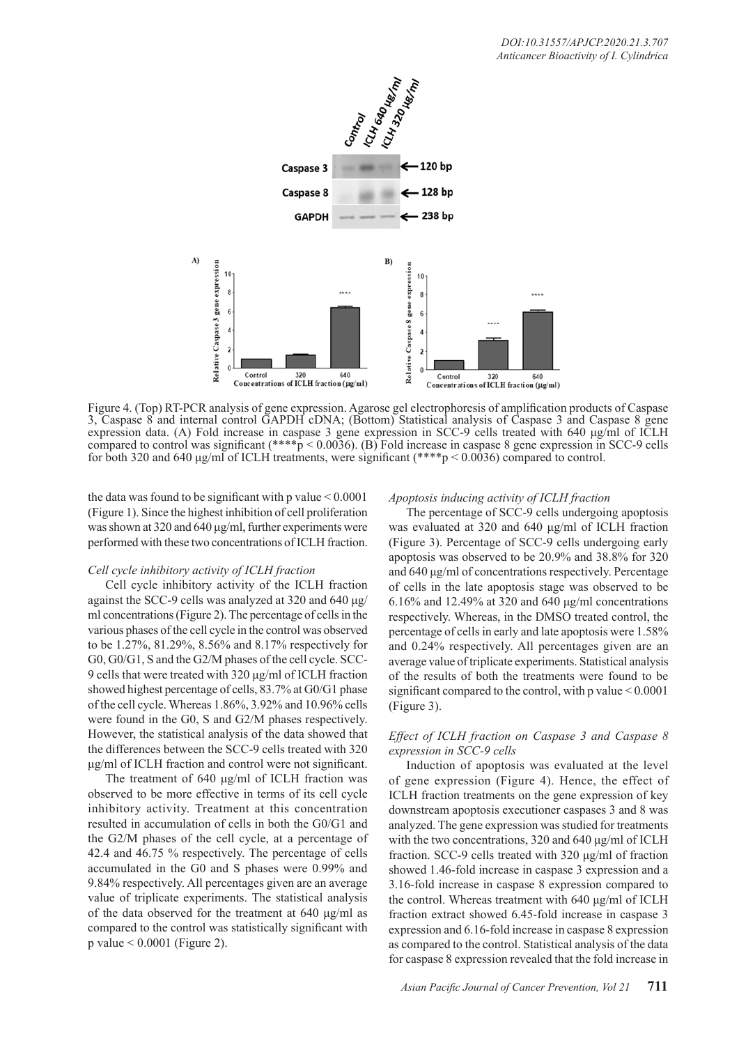Figure 4. (Top) RT-PCR analysis of gene expression. Agarose gel electrophoresis of amplification products of Caspase 3, Caspase 8 and internal control GAPDH cDNA; (Bottom) Statistical analysis of Caspase 3 and Caspase 8 gene expression data. (A) Fold increase in caspase 3 gene expression in SCC-9 cells treated with 640 µg/ml of ICLH compared to control was significant (****p < 0.0036). (B) Fold increase in caspase 8 gene expression in SCC-9 cells for both 320 and 640 µg/ml of ICLH treatments, were significant (****p < 0.0036) compared to control.

the data was found to be significant with p value < 0.0001 (Figure 1). Since the highest inhibition of cell proliferation was shown at 320 and 640 µg/ml, further experiments were performed with these two concentrations of ICLH fraction.

*Cell cycle inhibitory activity of ICLH fraction*

Cell cycle inhibitory activity of the ICLH fraction against the SCC-9 cells was analyzed at 320 and 640 µg/ml concentrations (Figure 2). The percentage of cells in the various phases of the cell cycle in the control was observed to be 1.27%, 81.29%, 8.56% and 8.17% respectively for G0, G0/G1, S and the G2/M phases of the cell cycle. SCC-9 cells that were treated with 320 µg/ml of ICLH fraction showed highest percentage of cells, 83.7% at G0/G1 phase of the cell cycle. Whereas 1.86%, 3.92% and 10.96% cells were found in the G0, S and G2/M phases respectively. However, the statistical analysis of the data showed that the differences between the SCC-9 cells treated with 320 µg/ml of ICLH fraction and control were not significant.

The treatment of 640 µg/ml of ICLH fraction was observed to be more effective in terms of its cell cycle inhibitory activity. Treatment at this concentration resulted in accumulation of cells in both the G0/G1 and the G2/M phases of the cell cycle, at a percentage of 42.4 and 46.75 % respectively. The percentage of cells accumulated in the G0 and S phases were 0.99% and 9.84% respectively. All percentages given are an average value of triplicate experiments. The statistical analysis of the data observed for the treatment at 640 µg/ml as compared to the control was statistically significant with p value < 0.0001 (Figure 2).

*Apoptosis inducing activity of ICLH fraction*

The percentage of SCC-9 cells undergoing apoptosis was evaluated at 320 and 640 µg/ml of ICLH fraction (Figure 3). Percentage of SCC-9 cells undergoing early apoptosis was observed to be 20.9% and 38.8% for 320 and 640 µg/ml of concentrations respectively. Percentage of cells in the late apoptosis stage was observed to be 6.16% and 12.49% at 320 and 640 µg/ml concentrations respectively. Whereas, in the DMSO treated control, the percentage of cells in early and late apoptosis were 1.58% and 0.24% respectively. All percentages given are an average value of triplicate experiments. Statistical analysis of the results of both the treatments were found to be significant compared to the control, with p value < 0.0001 (Figure 3).

*Effect of ICLH fraction on Caspase 3 and Caspase 8 expression in SCC-9 cells*

Induction of apoptosis was evaluated at the level of gene expression (Figure 4). Hence, the effect of ICLH fraction treatments on the gene expression of key downstream apoptosis executioner caspases 3 and 8 was analyzed. The gene expression was studied for treatments with the two concentrations, 320 and 640 µg/ml of ICLH fraction. SCC-9 cells treated with 320 µg/ml of fraction showed 1.46-fold increase in caspase 3 expression and a 3.16-fold increase in caspase 8 expression compared to the control. Whereas treatment with 640 µg/ml of ICLH fraction extract showed 6.45-fold increase in caspase 3 expression and 6.16-fold increase in caspase 8 expression as compared to the control. Statistical analysis of the data for caspase 8 expression revealed that the fold increase in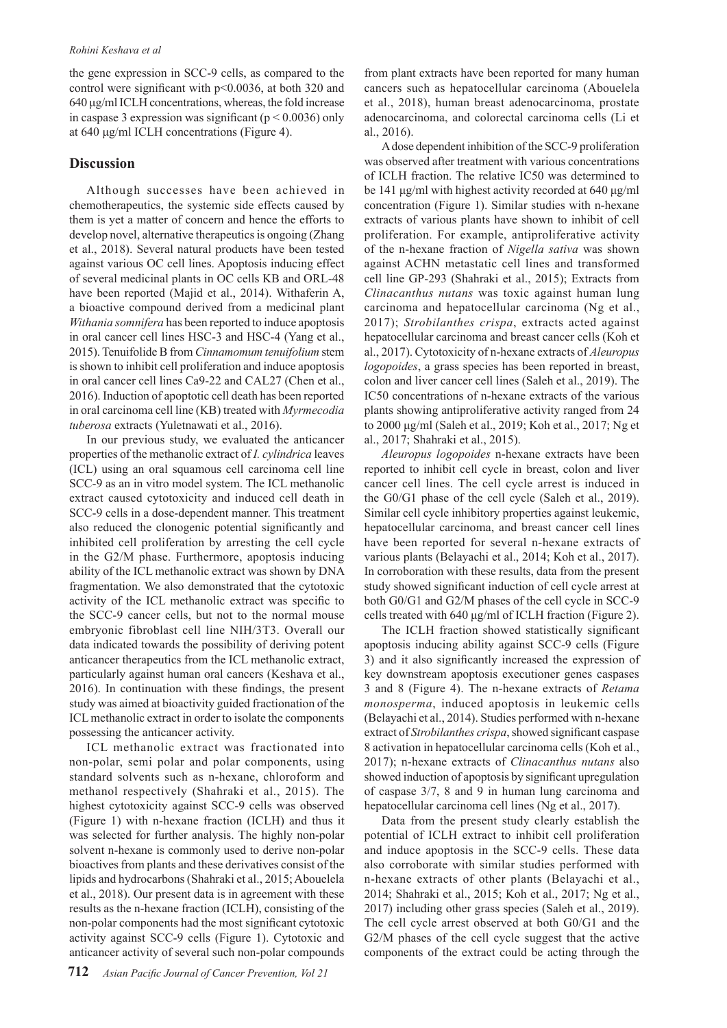the gene expression in SCC-9 cells, as compared to the control were significant with $p<0.0036$, at both 320 and 640 μg/ml ICLH concentrations, whereas, the fold increase in caspase 3 expression was significant ($p < 0.0036$) only at 640 μg/ml ICLH concentrations (Figure 4).

## Discussion

Although successes have been achieved in chemotherapeutics, the systemic side effects caused by them is yet a matter of concern and hence the efforts to develop novel, alternative therapeutics is ongoing (Zhang et al., 2018). Several natural products have been tested against various OC cell lines. Apoptosis inducing effect of several medicinal plants in OC cells KB and ORL-48 have been reported (Majid et al., 2014). Withaferin A, a bioactive compound derived from a medicinal plant *Withania somnifera* has been reported to induce apoptosis in oral cancer cell lines HSC-3 and HSC-4 (Yang et al., 2015). Tenuifolide B from *Cinnamomum tenuifolium* stem is shown to inhibit cell proliferation and induce apoptosis in oral cancer cell lines Ca9-22 and CAL27 (Chen et al., 2016). Induction of apoptotic cell death has been reported in oral carcinoma cell line (KB) treated with *Myrmecodia tuberosa* extracts (Yuletnawati et al., 2016).

In our previous study, we evaluated the anticancer properties of the methanolic extract of *I. cylindrica* leaves (ICL) using an oral squamous cell carcinoma cell line SCC-9 as an in vitro model system. The ICL methanolic extract caused cytotoxicity and induced cell death in SCC-9 cells in a dose-dependent manner. This treatment also reduced the clonogenic potential significantly and inhibited cell proliferation by arresting the cell cycle in the G2/M phase. Furthermore, apoptosis inducing ability of the ICL methanolic extract was shown by DNA fragmentation. We also demonstrated that the cytotoxic activity of the ICL methanolic extract was specific to the SCC-9 cancer cells, but not to the normal mouse embryonic fibroblast cell line NIH/3T3. Overall our data indicated towards the possibility of deriving potent anticancer therapeutics from the ICL methanolic extract, particularly against human oral cancers (Keshava et al., 2016). In continuation with these findings, the present study was aimed at bioactivity guided fractionation of the ICL methanolic extract in order to isolate the components possessing the anticancer activity.

ICL methanolic extract was fractionated into non-polar, semi polar and polar components, using standard solvents such as n-hexane, chloroform and methanol respectively (Shahraki et al., 2015). The highest cytotoxicity against SCC-9 cells was observed (Figure 1) with n-hexane fraction (ICLH) and thus it was selected for further analysis. The highly non-polar solvent n-hexane is commonly used to derive non-polar bioactives from plants and these derivatives consist of the lipids and hydrocarbons (Shahraki et al., 2015; Abouelela et al., 2018). Our present data is in agreement with these results as the n-hexane fraction (ICLH), consisting of the non-polar components had the most significant cytotoxic activity against SCC-9 cells (Figure 1). Cytotoxic and anticancer activity of several such non-polar compounds from plant extracts have been reported for many human cancers such as hepatocellular carcinoma (Abouelela et al., 2018), human breast adenocarcinoma, prostate adenocarcinoma, and colorectal carcinoma cells (Li et al., 2016).

A dose dependent inhibition of the SCC-9 proliferation was observed after treatment with various concentrations of ICLH fraction. The relative IC50 was determined to be 141 μg/ml with highest activity recorded at 640 μg/ml concentration (Figure 1). Similar studies with n-hexane extracts of various plants have shown to inhibit of cell proliferation. For example, antiproliferative activity of the n-hexane fraction of *Nigella sativa* was shown against ACHN metastatic cell lines and transformed cell line GP-293 (Shahraki et al., 2015); Extracts from *Clinacanthus nutans* was toxic against human lung carcinoma and hepatocellular carcinoma (Ng et al., 2017); *Strobilanthes crispa*, extracts acted against hepatocellular carcinoma and breast cancer cells (Koh et al., 2017). Cytotoxicity of n-hexane extracts of *Aleuropus logopoides*, a grass species has been reported in breast, colon and liver cancer cell lines (Saleh et al., 2019). The IC50 concentrations of n-hexane extracts of the various plants showing antiproliferative activity ranged from 24 to 2000 μg/ml (Saleh et al., 2019; Koh et al., 2017; Ng et al., 2017; Shahraki et al., 2015).

*Aleuropus logopoides* n-hexane extracts have been reported to inhibit cell cycle in breast, colon and liver cancer cell lines. The cell cycle arrest is induced in the G0/G1 phase of the cell cycle (Saleh et al., 2019). Similar cell cycle inhibitory properties against leukemic, hepatocellular carcinoma, and breast cancer cell lines have been reported for several n-hexane extracts of various plants (Belayachi et al., 2014; Koh et al., 2017). In corroboration with these results, data from the present study showed significant induction of cell cycle arrest at both G0/G1 and G2/M phases of the cell cycle in SCC-9 cells treated with 640 μg/ml of ICLH fraction (Figure 2).

The ICLH fraction showed statistically significant apoptosis inducing ability against SCC-9 cells (Figure 3) and it also significantly increased the expression of key downstream apoptosis executioner genes caspases 3 and 8 (Figure 4). The n-hexane extracts of *Retama monosperma*, induced apoptosis in leukemic cells (Belayachi et al., 2014). Studies performed with n-hexane extract of *Strobilanthes crispa*, showed significant caspase 8 activation in hepatocellular carcinoma cells (Koh et al., 2017); n-hexane extracts of *Clinacanthus nutans* also showed induction of apoptosis by significant upregulation of caspase 3/7, 8 and 9 in human lung carcinoma and hepatocellular carcinoma cell lines (Ng et al., 2017).

Data from the present study clearly establish the potential of ICLH extract to inhibit cell proliferation and induce apoptosis in the SCC-9 cells. These data also corroborate with similar studies performed with n-hexane extracts of other plants (Belayachi et al., 2014; Shahraki et al., 2015; Koh et al., 2017; Ng et al., 2017) including other grass species (Saleh et al., 2019). The cell cycle arrest observed at both G0/G1 and the G2/M phases of the cell cycle suggest that the active components of the extract could be acting through the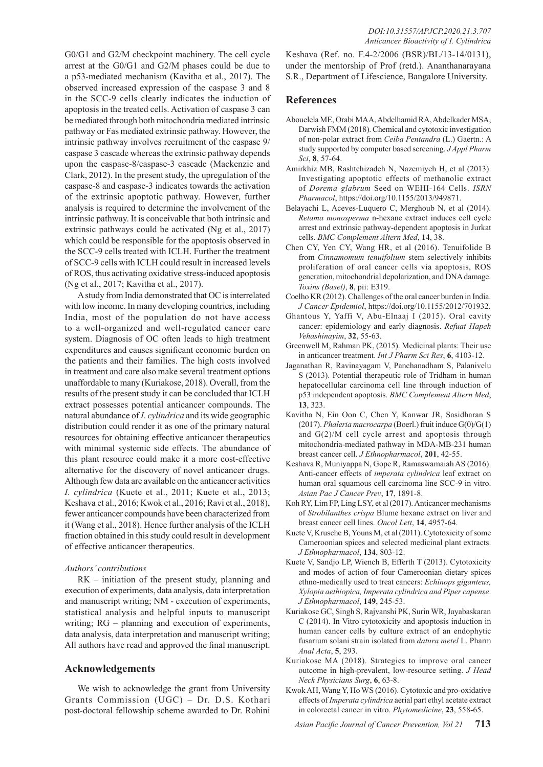G0/G1 and G2/M checkpoint machinery. The cell cycle arrest at the G0/G1 and G2/M phases could be due to a p53-mediated mechanism (Kavitha et al., 2017). The observed increased expression of the caspase 3 and 8 in the SCC-9 cells clearly indicates the induction of apoptosis in the treated cells. Activation of caspase 3 can be mediated through both mitochondria mediated intrinsic pathway or Fas mediated extrinsic pathway. However, the intrinsic pathway involves recruitment of the caspase 9/ caspase 3 cascade whereas the extrinsic pathway depends upon the caspase-8/caspase-3 cascade (Mackenzie and Clark, 2012). In the present study, the upregulation of the caspase-8 and caspase-3 indicates towards the activation of the extrinsic apoptotic pathway. However, further analysis is required to determine the involvement of the intrinsic pathway. It is conceivable that both intrinsic and extrinsic pathways could be activated (Ng et al., 2017) which could be responsible for the apoptosis observed in the SCC-9 cells treated with ICLH. Further the treatment of SCC-9 cells with ICLH could result in increased levels of ROS, thus activating oxidative stress-induced apoptosis (Ng et al., 2017; Kavitha et al., 2017).

A study from India demonstrated that OC is interrelated with low income. In many developing countries, including India, most of the population do not have access to a well-organized and well-regulated cancer care system. Diagnosis of OC often leads to high treatment expenditures and causes significant economic burden on the patients and their families. The high costs involved in treatment and care also make several treatment options unaffordable to many (Kuriakose, 2018). Overall, from the results of the present study it can be concluded that ICLH extract possesses potential anticancer compounds. The natural abundance of *I. cylindrica* and its wide geographic distribution could render it as one of the primary natural resources for obtaining effective anticancer therapeutics with minimal systemic side effects. The abundance of this plant resource could make it a more cost-effective alternative for the discovery of novel anticancer drugs. Although few data are available on the anticancer activities *I. cylindrica* (Kuete et al., 2011; Kuete et al., 2013; Keshava et al., 2016; Kwok et al., 2016; Ravi et al., 2018), fewer anticancer compounds have been characterized from it (Wang et al., 2018). Hence further analysis of the ICLH fraction obtained in this study could result in development of effective anticancer therapeutics.

*Authors' contributions*

RK – initiation of the present study, planning and execution of experiments, data analysis, data interpretation and manuscript writing; NM - execution of experiments, statistical analysis and helpful inputs to manuscript writing; RG – planning and execution of experiments, data analysis, data interpretation and manuscript writing; All authors have read and approved the final manuscript.

## Acknowledgements

We wish to acknowledge the grant from University Grants Commission (UGC) – Dr. D.S. Kothari post-doctoral fellowship scheme awarded to Dr. Rohini Keshava (Ref. no. F.4-2/2006 (BSR)/BL/13-14/0131), under the mentorship of Prof (retd.). Ananthanarayana S.R., Department of Lifescience, Bangalore University.

## References

Abouelela ME, Orabi MAA, Abdelhamid RA, Abdelkader MSA, Darwish FMM (2018). Chemical and cytotoxic investigation of non-polar extract from *Ceiba Pentandra* (L.) Gaertn.: A study supported by computer based screening. *J Appl Pharm Sci*, **8**, 57-64.

Amirkhiz MB, Rashtchizadeh N, Nazemiyeh H, et al (2013). Investigating apoptotic effects of methanolic extract of *Dorema glabrum* Seed on WEHI-164 Cells. *ISRN Pharmacol*, https://doi.org/10.1155/2013/949871.

Belayachi L, Aceves-Luquero C, Merghoub N, et al (2014). *Retama monosperma* n-hexane extract induces cell cycle arrest and extrinsic pathway-dependent apoptosis in Jurkat cells. *BMC Complement Altern Med*, **14**, 38.

Chen CY, Yen CY, Wang HR, et al (2016). Tenuifolide B from *Cinnamomum tenuifolium* stem selectively inhibits proliferation of oral cancer cells via apoptosis, ROS generation, mitochondrial depolarization, and DNA damage. *Toxins (Basel)*, **8**, pii: E319.

Coelho KR (2012). Challenges of the oral cancer burden in India. *J Cancer Epidemiol*, https://doi.org/10.1155/2012/701932.

Ghantous Y, Yaffi V, Abu-Elnaaj I (2015). Oral cavity cancer: epidemiology and early diagnosis. *Refuat Hapeh Vehashinayim*, **32**, 55-63.

Greenwell M, Rahman PK, (2015). Medicinal plants: Their use in anticancer treatment. *Int J Pharm Sci Res*, **6**, 4103-12.

Jaganathan R, Ravinayagam V, Panchanadham S, Palanivelu S (2013). Potential therapeutic role of Tridham in human hepatocellular carcinoma cell line through induction of p53 independent apoptosis. *BMC Complement Altern Med*, **13**, 323.

Kavitha N, Ein Oon C, Chen Y, Kanwar JR, Sasidharan S (2017). *Phaleria macrocarpa* (Boerl.) fruit induce G(0)/G(1) and G(2)/M cell cycle arrest and apoptosis through mitochondria-mediated pathway in MDA-MB-231 human breast cancer cell. *J Ethnopharmacol*, **201**, 42-55.

Keshava R, Muniyappa N, Gope R, Ramaswamaiah AS (2016). Anti-cancer effects of *imperata cylindrica* leaf extract on human oral squamous cell carcinoma line SCC-9 in vitro. *Asian Pac J Cancer Prev*, **17**, 1891-8.

Koh RY, Lim FP, Ling LSY, et al (2017). Anticancer mechanisms of *Strobilanthes crispa* Blume hexane extract on liver and breast cancer cell lines. *Oncol Lett*, **14**, 4957-64.

Kuete V, Krusche B, Youns M, et al (2011). Cytotoxicity of some Cameroonian spices and selected medicinal plant extracts. *J Ethnopharmacol*, **134**, 803-12.

Kuete V, Sandjo LP, Wiench B, Efferth T (2013). Cytotoxicity and modes of action of four Cameroonian dietary spices ethno-medically used to treat cancers: *Echinops giganteus, Xylopia aethiopica, Imperata cylindrica and Piper capense*. *J Ethnopharmacol*, **149**, 245-53.

Kuriakose GC, Singh S, Rajvanshi PK, Surin WR, Jayabaskaran C (2014). In Vitro cytotoxicity and apoptosis induction in human cancer cells by culture extract of an endophytic fusarium solani strain isolated from *datura metel* L. Pharm Anal Acta, **5**, 293.

Kuriakose MA (2018). Strategies to improve oral cancer outcome in high-prevalent, low-resource setting. *J Head Neck Physicians Surg*, **6**, 63-8.

Kwok AH, Wang Y, Ho WS (2016). Cytotoxic and pro-oxidative effects of *Imperata cylindrica* aerial part ethyl acetate extract in colorectal cancer in vitro. *Phytomedicine*, **23**, 558-65.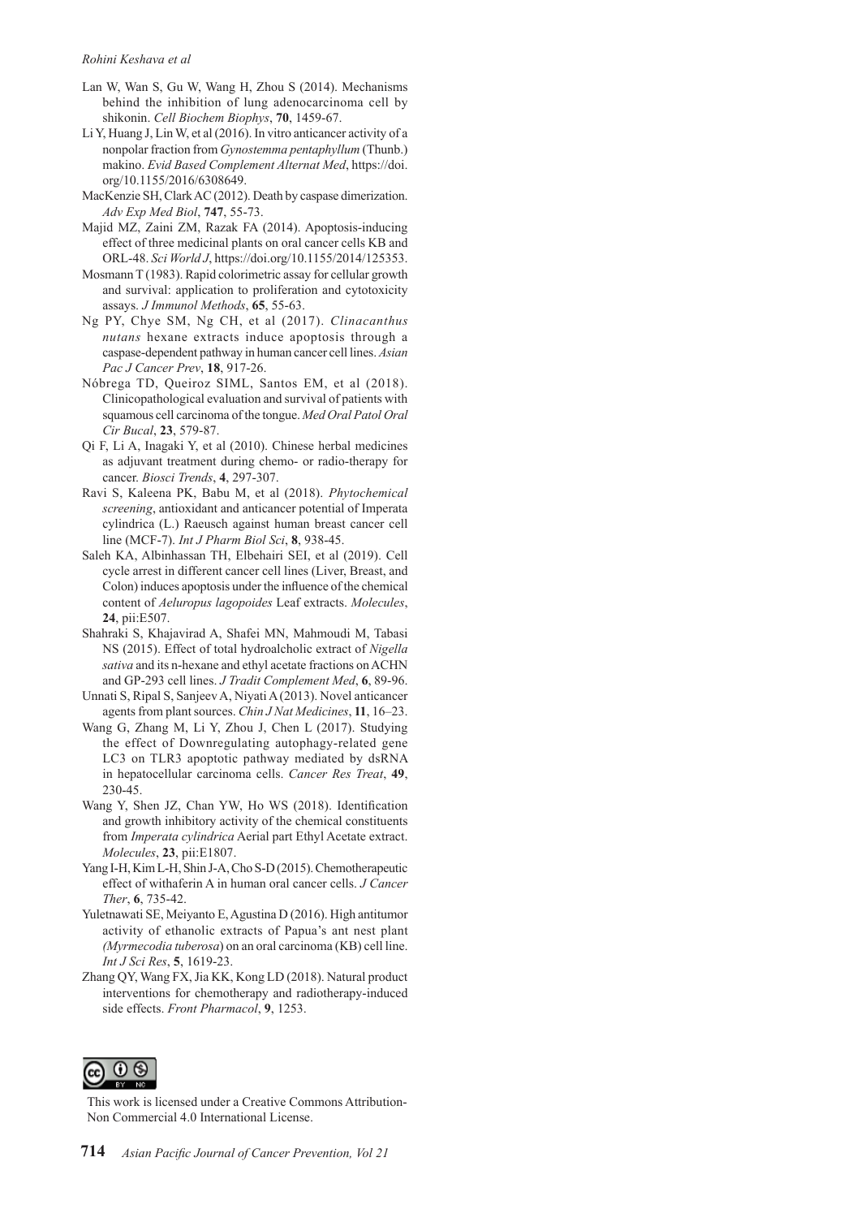Lan W, Wan S, Gu W, Wang H, Zhou S (2014). Mechanisms behind the inhibition of lung adenocarcinoma cell by shikonin. *Cell Biochem Biophys*, **70**, 1459-67.

Li Y, Huang J, Lin W, et al (2016). In vitro anticancer activity of a nonpolar fraction from *Gynostemma pentaphyllum* (Thunb.) makino. *Evid Based Complement Alternat Med*, https://doi.org/10.1155/2016/6308649.

MacKenzie SH, Clark AC (2012). Death by caspase dimerization. *Adv Exp Med Biol*, **747**, 55-73.

Majid MZ, Zaini ZM, Razak FA (2014). Apoptosis-inducing effect of three medicinal plants on oral cancer cells KB and ORL-48. *Sci World J*, https://doi.org/10.1155/2014/125353.

Mosmann T (1983). Rapid colorimetric assay for cellular growth and survival: application to proliferation and cytotoxicity assays. *J Immunol Methods*, **65**, 55-63.

Ng PY, Chye SM, Ng CH, et al (2017). *Clinacanthus nutans* hexane extracts induce apoptosis through a caspase-dependent pathway in human cancer cell lines. *Asian Pac J Cancer Prev*, **18**, 917-26.

Nóbrega TD, Queiroz SIML, Santos EM, et al (2018). Clinicopathological evaluation and survival of patients with squamous cell carcinoma of the tongue. *Med Oral Patol Oral Cir Bucal*, **23**, 579-87.

Qi F, Li A, Inagaki Y, et al (2010). Chinese herbal medicines as adjuvant treatment during chemo- or radio-therapy for cancer. *Biosci Trends*, **4**, 297-307.

Ravi S, Kaleena PK, Babu M, et al (2018). *Phytochemical screening*, antioxidant and anticancer potential of Imperata cylindrica (L.) Raeusch against human breast cancer cell line (MCF-7). *Int J Pharm Biol Sci*, **8**, 938-45.

Saleh KA, Albinhassan TH, Elbehairi SEI, et al (2019). Cell cycle arrest in different cancer cell lines (Liver, Breast, and Colon) induces apoptosis under the influence of the chemical content of *Aeluropus lagopoides* Leaf extracts. *Molecules*, **24**, pii:E507.

Shahraki S, Khajavirad A, Shafei MN, Mahmoudi M, Tabasi NS (2015). Effect of total hydroalcholic extract of *Nigella sativa* and its n-hexane and ethyl acetate fractions on ACHN and GP-293 cell lines. *J Tradit Complement Med*, **6**, 89-96.

Unnati S, Ripal S, Sanjeev A, Niyati A (2013). Novel anticancer agents from plant sources. *Chin J Nat Medicines*, **11**, 16–23.

Wang G, Zhang M, Li Y, Zhou J, Chen L (2017). Studying the effect of Downregulating autophagy-related gene LC3 on TLR3 apoptotic pathway mediated by dsRNA in hepatocellular carcinoma cells. *Cancer Res Treat*, **49**, 230-45.

Wang Y, Shen JZ, Chan YW, Ho WS (2018). Identification and growth inhibitory activity of the chemical constituents from *Imperata cylindrica* Aerial part Ethyl Acetate extract. *Molecules*, **23**, pii:E1807.

Yang I-H, Kim L-H, Shin J-A, Cho S-D (2015). Chemotherapeutic effect of withaferin A in human oral cancer cells. *J Cancer Ther*, **6**, 735-42.

Yuletnawati SE, Meiyanto E, Agustina D (2016). High antitumor activity of ethanolic extracts of Papua's ant nest plant *(Myrmecodia tuberosa*) on an oral carcinoma (KB) cell line. *Int J Sci Res*, **5**, 1619-23.

Zhang QY, Wang FX, Jia KK, Kong LD (2018). Natural product interventions for chemotherapy and radiotherapy-induced side effects. *Front Pharmacol*, **9**, 1253.

This work is licensed under a Creative Commons Attribution-Non Commercial 4.0 International License.